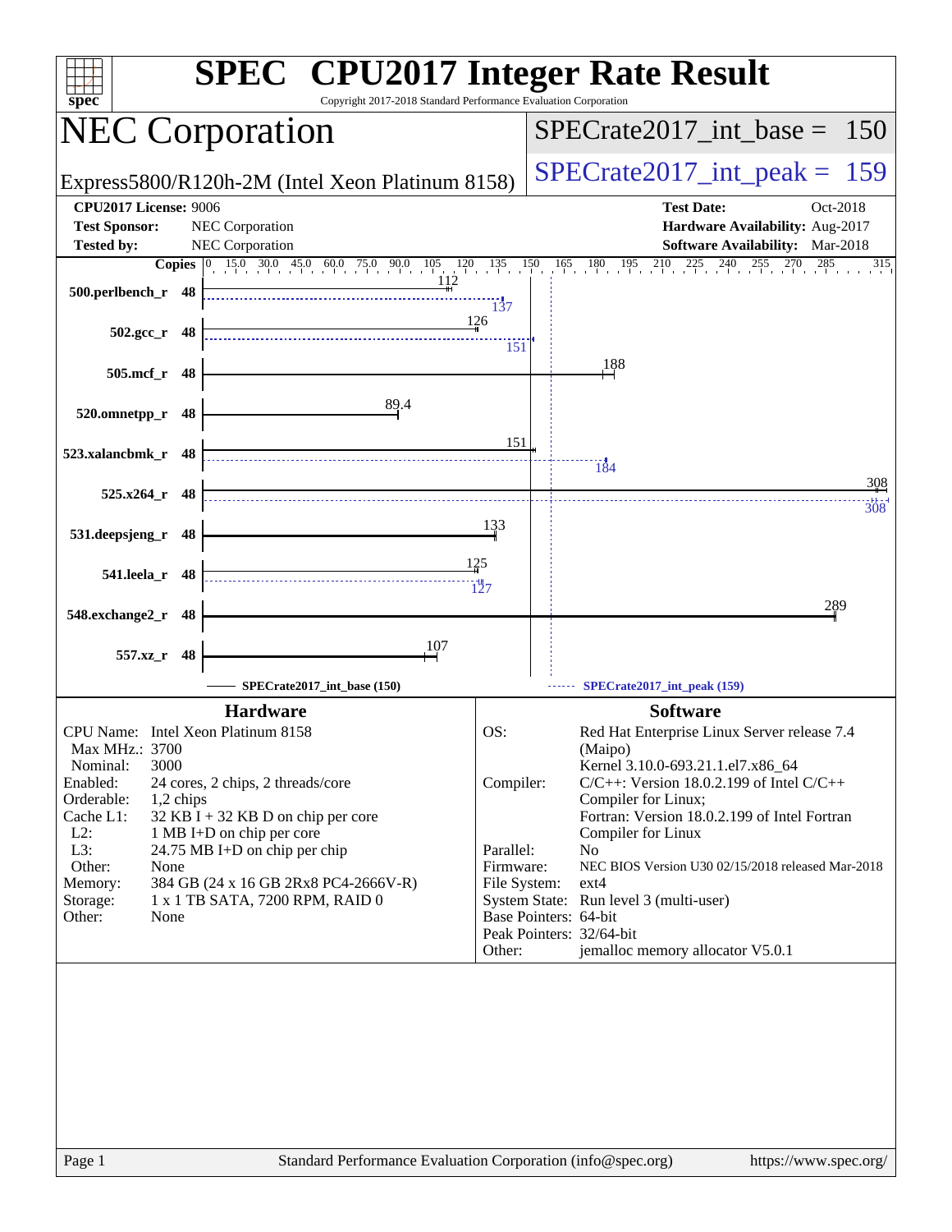# SPEC CPU2017 Integer Rate Result

Copyright 2017-2018 Standard Performance Evaluation Corporation

## NEC Corporation

Express5800/R120h-2M (Intel Xeon Platinum 8158)

SPECrate2017_int_base = 150

SPECrate2017_int_peak = 159

**CPU2017 License:** 9006
**Test Sponsor:** NEC Corporation
**Tested by:** NEC Corporation

**Test Date:** Oct-2018
**Hardware Availability:** Aug-2017
**Software Availability:** Mar-2018

| Benchmark | Copies | Base | Peak |
|---|---|---|---|
| 500.perlbench_r | 48 | 112 | 137 |
| 502.gcc_r | 48 | 126 | 151 |
| 505.mcf_r | 48 | 188 | |
| 520.omnetpp_r | 48 | 89.4 | |
| 523.xalancbmk_r | 48 | 151 | 184 |
| 525.x264_r | 48 | 308 | 308 |
| 531.deepsjeng_r | 48 | 133 | |
| 541.leela_r | 48 | 125 | 127 |
| 548.exchange2_r | 48 | 289 | |
| 557.xz_r | 48 | 107 | |

SPECrate2017_int_base (150) — SPECrate2017_int_peak (159)

### Hardware

| | |
|---|---|
| CPU Name: | Intel Xeon Platinum 8158 |
| Max MHz.: | 3700 |
| Nominal: | 3000 |
| Enabled: | 24 cores, 2 chips, 2 threads/core |
| Orderable: | 1,2 chips |
| Cache L1: | 32 KB I + 32 KB D on chip per core |
| L2: | 1 MB I+D on chip per core |
| L3: | 24.75 MB I+D on chip per chip |
| Other: | None |
| Memory: | 384 GB (24 x 16 GB 2Rx8 PC4-2666V-R) |
| Storage: | 1 x 1 TB SATA, 7200 RPM, RAID 0 |
| Other: | None |

### Software

| | |
|---|---|
| OS: | Red Hat Enterprise Linux Server release 7.4 (Maipo) Kernel 3.10.0-693.21.1.el7.x86_64 |
| Compiler: | C/C++: Version 18.0.2.199 of Intel C/C++ Compiler for Linux; Fortran: Version 18.0.2.199 of Intel Fortran Compiler for Linux |
| Parallel: | No |
| Firmware: | NEC BIOS Version U30 02/15/2018 released Mar-2018 |
| File System: | ext4 |
| System State: | Run level 3 (multi-user) |
| Base Pointers: | 64-bit |
| Peak Pointers: | 32/64-bit |
| Other: | jemalloc memory allocator V5.0.1 |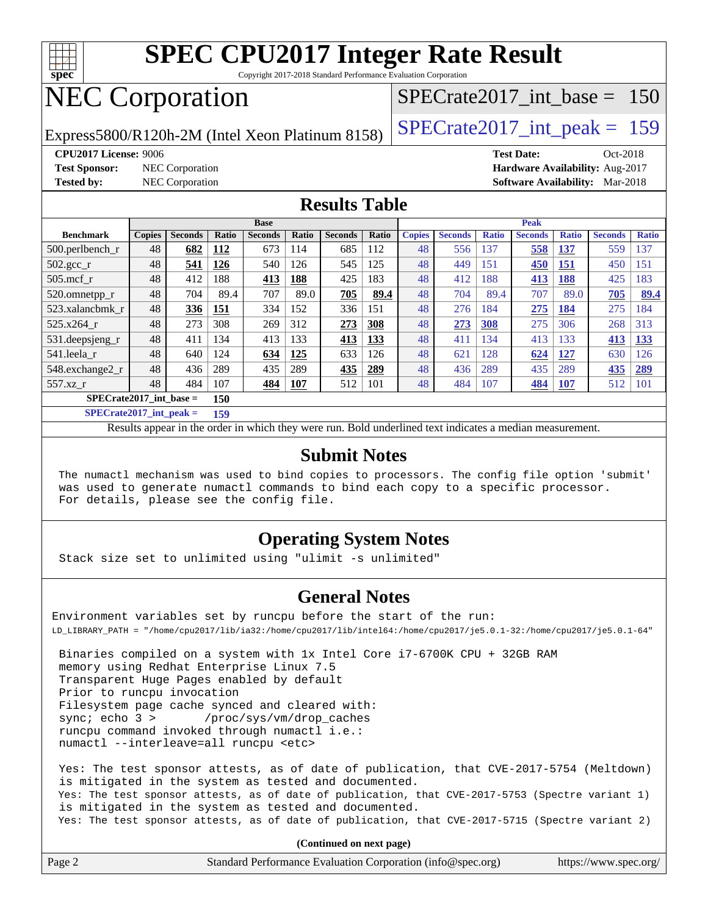# SPEC CPU2017 Integer Rate Result

Copyright 2017-2018 Standard Performance Evaluation Corporation

# NEC Corporation

Express5800/R120h-2M (Intel Xeon Platinum 8158)

SPECrate2017_int_base = 150

SPECrate2017_int_peak = 159

**CPU2017 License:** 9006
**Test Sponsor:** NEC Corporation
**Tested by:** NEC Corporation

**Test Date:** Oct-2018
**Hardware Availability:** Aug-2017
**Software Availability:** Mar-2018

## Results Table

| Benchmark | Base | | | | | | | Peak | | | | | | |
|---|---|---|---|---|---|---|---|---|---|---|---|---|---|---|
| | Copies | Seconds | Ratio | Seconds | Ratio | Seconds | Ratio | Copies | Seconds | Ratio | Seconds | Ratio | Seconds | Ratio |
| 500.perlbench_r | 48 | **682** | **112** | 673 | 114 | 685 | 112 | 48 | 556 | 137 | **558** | **137** | 559 | 137 |
| 502.gcc_r | 48 | **541** | **126** | 540 | 126 | 545 | 125 | 48 | 449 | 151 | **450** | **151** | 450 | 151 |
| 505.mcf_r | 48 | 412 | 188 | **413** | **188** | 425 | 183 | 48 | 412 | 188 | **413** | **188** | 425 | 183 |
| 520.omnetpp_r | 48 | 704 | 89.4 | 707 | 89.0 | **705** | **89.4** | 48 | 704 | 89.4 | 707 | 89.0 | **705** | **89.4** |
| 523.xalancbmk_r | 48 | **336** | **151** | 334 | 152 | 336 | 151 | 48 | 276 | 184 | **275** | **184** | 275 | 184 |
| 525.x264_r | 48 | 273 | 308 | 269 | 312 | **273** | **308** | 48 | **273** | **308** | 275 | 306 | 268 | 313 |
| 531.deepsjeng_r | 48 | 411 | 134 | 413 | 133 | **413** | **133** | 48 | 411 | 134 | 413 | 133 | **413** | **133** |
| 541.leela_r | 48 | 640 | 124 | **634** | **125** | 633 | 126 | 48 | 621 | 128 | **624** | **127** | 630 | 126 |
| 548.exchange2_r | 48 | 436 | 289 | 435 | 289 | **435** | **289** | 48 | 436 | 289 | 435 | 289 | **435** | **289** |
| 557.xz_r | 48 | 484 | 107 | **484** | **107** | 512 | 101 | 48 | 484 | 107 | **484** | **107** | 512 | 101 |

**SPECrate2017_int_base = 150**

**SPECrate2017_int_peak = 159**

Results appear in the order in which they were run. Bold underlined text indicates a median measurement.

## Submit Notes

```
The numactl mechanism was used to bind copies to processors. The config file option 'submit'
was used to generate numactl commands to bind each copy to a specific processor.
For details, please see the config file.
```

## Operating System Notes

```
Stack size set to unlimited using "ulimit -s unlimited"
```

## General Notes

```
Environment variables set by runcpu before the start of the run:
LD_LIBRARY_PATH = "/home/cpu2017/lib/ia32:/home/cpu2017/lib/intel64:/home/cpu2017/je5.0.1-32:/home/cpu2017/je5.0.1-64"

 Binaries compiled on a system with 1x Intel Core i7-6700K CPU + 32GB RAM
 memory using Redhat Enterprise Linux 7.5
 Transparent Huge Pages enabled by default
 Prior to runcpu invocation
 Filesystem page cache synced and cleared with:
 sync; echo 3 >       /proc/sys/vm/drop_caches
 runcpu command invoked through numactl i.e.:
 numactl --interleave=all runcpu <etc>

 Yes: The test sponsor attests, as of date of publication, that CVE-2017-5754 (Meltdown)
 is mitigated in the system as tested and documented.
 Yes: The test sponsor attests, as of date of publication, that CVE-2017-5753 (Spectre variant 1)
 is mitigated in the system as tested and documented.
 Yes: The test sponsor attests, as of date of publication, that CVE-2017-5715 (Spectre variant 2)
```

**(Continued on next page)**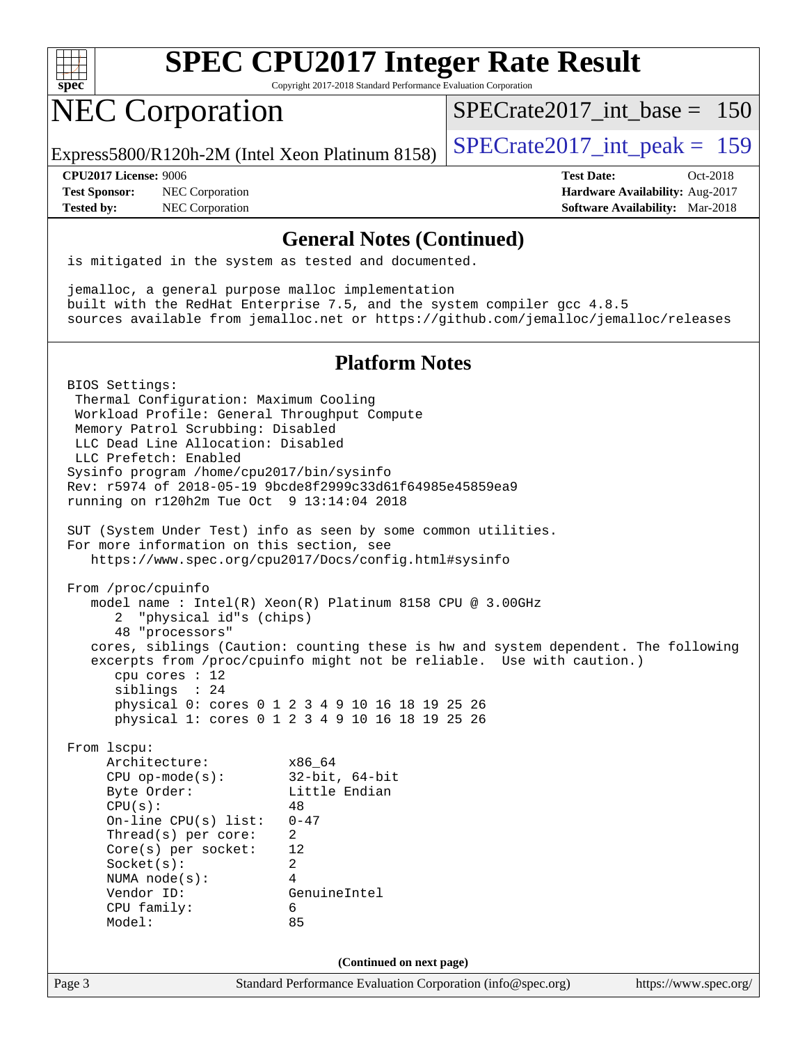# SPEC CPU2017 Integer Rate Result

Copyright 2017-2018 Standard Performance Evaluation Corporation

## NEC Corporation

Express5800/R120h-2M (Intel Xeon Platinum 8158)

SPECrate2017_int_base = 150

SPECrate2017_int_peak = 159

**CPU2017 License:** 9006
**Test Sponsor:** NEC Corporation
**Tested by:** NEC Corporation

**Test Date:** Oct-2018
**Hardware Availability:** Aug-2017
**Software Availability:** Mar-2018

### General Notes (Continued)

```
is mitigated in the system as tested and documented.

jemalloc, a general purpose malloc implementation
built with the RedHat Enterprise 7.5, and the system compiler gcc 4.8.5
sources available from jemalloc.net or https://github.com/jemalloc/jemalloc/releases
```

### Platform Notes

```
BIOS Settings:
 Thermal Configuration: Maximum Cooling
 Workload Profile: General Throughput Compute
 Memory Patrol Scrubbing: Disabled
 LLC Dead Line Allocation: Disabled
 LLC Prefetch: Enabled
Sysinfo program /home/cpu2017/bin/sysinfo
Rev: r5974 of 2018-05-19 9bcde8f2999c33d61f64985e45859ea9
running on r120h2m Tue Oct  9 13:14:04 2018

SUT (System Under Test) info as seen by some common utilities.
For more information on this section, see
   https://www.spec.org/cpu2017/Docs/config.html#sysinfo

From /proc/cpuinfo
   model name : Intel(R) Xeon(R) Platinum 8158 CPU @ 3.00GHz
      2  "physical id"s (chips)
      48 "processors"
   cores, siblings (Caution: counting these is hw and system dependent. The following
   excerpts from /proc/cpuinfo might not be reliable.  Use with caution.)
      cpu cores : 12
      siblings  : 24
      physical 0: cores 0 1 2 3 4 9 10 16 18 19 25 26
      physical 1: cores 0 1 2 3 4 9 10 16 18 19 25 26

From lscpu:
     Architecture:          x86_64
     CPU op-mode(s):        32-bit, 64-bit
     Byte Order:            Little Endian
     CPU(s):                48
     On-line CPU(s) list:   0-47
     Thread(s) per core:    2
     Core(s) per socket:    12
     Socket(s):             2
     NUMA node(s):          4
     Vendor ID:             GenuineIntel
     CPU family:            6
     Model:                 85
```

(Continued on next page)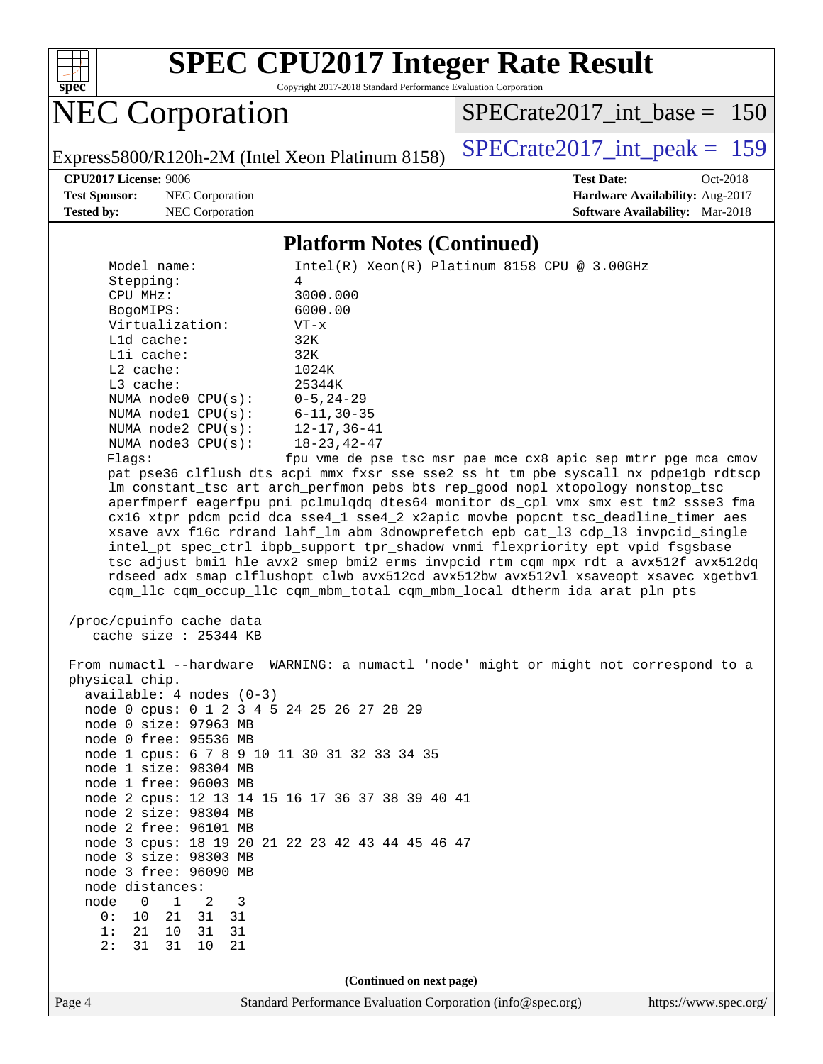# SPEC CPU2017 Integer Rate Result

Copyright 2017-2018 Standard Performance Evaluation Corporation

## NEC Corporation

Express5800/R120h-2M (Intel Xeon Platinum 8158)

SPECrate2017_int_base = 150

SPECrate2017_int_peak = 159

**CPU2017 License:** 9006
**Test Sponsor:** NEC Corporation
**Tested by:** NEC Corporation

**Test Date:** Oct-2018
**Hardware Availability:** Aug-2017
**Software Availability:** Mar-2018

### Platform Notes (Continued)

```
     Model name:            Intel(R) Xeon(R) Platinum 8158 CPU @ 3.00GHz
     Stepping:              4
     CPU MHz:               3000.000
     BogoMIPS:              6000.00
     Virtualization:        VT-x
     L1d cache:             32K
     L1i cache:             32K
     L2 cache:              1024K
     L3 cache:              25344K
     NUMA node0 CPU(s):     0-5,24-29
     NUMA node1 CPU(s):     6-11,30-35
     NUMA node2 CPU(s):     12-17,36-41
     NUMA node3 CPU(s):     18-23,42-47
     Flags:                 fpu vme de pse tsc msr pae mce cx8 apic sep mtrr pge mca cmov
     pat pse36 clflush dts acpi mmx fxsr sse sse2 ss ht tm pbe syscall nx pdpe1gb rdtscp
     lm constant_tsc art arch_perfmon pebs bts rep_good nopl xtopology nonstop_tsc
     aperfmperf eagerfpu pni pclmulqdq dtes64 monitor ds_cpl vmx smx est tm2 ssse3 fma
     cx16 xtpr pdcm pcid dca sse4_1 sse4_2 x2apic movbe popcnt tsc_deadline_timer aes
     xsave avx f16c rdrand lahf_lm abm 3dnowprefetch epb cat_l3 cdp_l3 invpcid_single
     intel_pt spec_ctrl ibpb_support tpr_shadow vnmi flexpriority ept vpid fsgsbase
     tsc_adjust bmi1 hle avx2 smep bmi2 erms invpcid rtm cqm mpx rdt_a avx512f avx512dq
     rdseed adx smap clflushopt clwb avx512cd avx512bw avx512vl xsaveopt xsavec xgetbv1
     cqm_llc cqm_occup_llc cqm_mbm_total cqm_mbm_local dtherm ida arat pln pts

 /proc/cpuinfo cache data
    cache size : 25344 KB

 From numactl --hardware  WARNING: a numactl 'node' might or might not correspond to a
 physical chip.
   available: 4 nodes (0-3)
   node 0 cpus: 0 1 2 3 4 5 24 25 26 27 28 29
   node 0 size: 97963 MB
   node 0 free: 95536 MB
   node 1 cpus: 6 7 8 9 10 11 30 31 32 33 34 35
   node 1 size: 98304 MB
   node 1 free: 96003 MB
   node 2 cpus: 12 13 14 15 16 17 36 37 38 39 40 41
   node 2 size: 98304 MB
   node 2 free: 96101 MB
   node 3 cpus: 18 19 20 21 22 23 42 43 44 45 46 47
   node 3 size: 98303 MB
   node 3 free: 96090 MB
   node distances:
   node   0   1   2   3
     0:  10  21  31  31
     1:  21  10  31  31
     2:  31  31  10  21
```

(Continued on next page)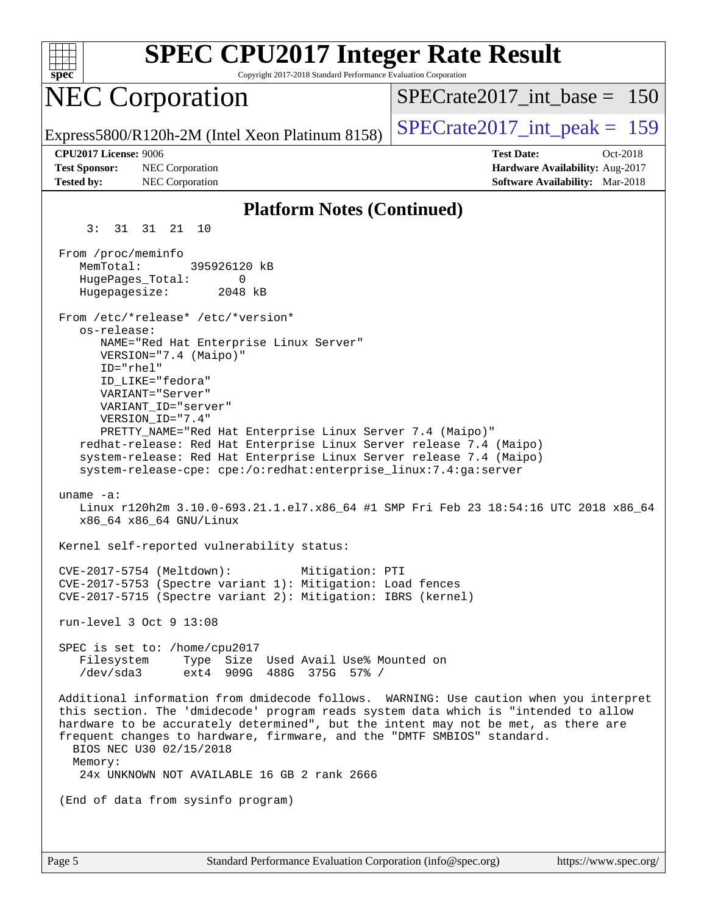# SPEC CPU2017 Integer Rate Result

Copyright 2017-2018 Standard Performance Evaluation Corporation

## NEC Corporation

Express5800/R120h-2M (Intel Xeon Platinum 8158)

SPECrate2017_int_base = 150

SPECrate2017_int_peak = 159

**CPU2017 License:** 9006
**Test Sponsor:** NEC Corporation
**Tested by:** NEC Corporation

**Test Date:** Oct-2018
**Hardware Availability:** Aug-2017
**Software Availability:** Mar-2018

### Platform Notes (Continued)

```
     3:  31  31  21  10

 From /proc/meminfo
    MemTotal:       395926120 kB
    HugePages_Total:       0
    Hugepagesize:       2048 kB

 From /etc/*release* /etc/*version*
    os-release:
       NAME="Red Hat Enterprise Linux Server"
       VERSION="7.4 (Maipo)"
       ID="rhel"
       ID_LIKE="fedora"
       VARIANT="Server"
       VARIANT_ID="server"
       VERSION_ID="7.4"
       PRETTY_NAME="Red Hat Enterprise Linux Server 7.4 (Maipo)"
    redhat-release: Red Hat Enterprise Linux Server release 7.4 (Maipo)
    system-release: Red Hat Enterprise Linux Server release 7.4 (Maipo)
    system-release-cpe: cpe:/o:redhat:enterprise_linux:7.4:ga:server

 uname -a:
    Linux r120h2m 3.10.0-693.21.1.el7.x86_64 #1 SMP Fri Feb 23 18:54:16 UTC 2018 x86_64
    x86_64 x86_64 GNU/Linux

 Kernel self-reported vulnerability status:

 CVE-2017-5754 (Meltdown):          Mitigation: PTI
 CVE-2017-5753 (Spectre variant 1): Mitigation: Load fences
 CVE-2017-5715 (Spectre variant 2): Mitigation: IBRS (kernel)

 run-level 3 Oct 9 13:08

 SPEC is set to: /home/cpu2017
    Filesystem     Type  Size  Used Avail Use% Mounted on
    /dev/sda3      ext4  909G  488G  375G  57% /

 Additional information from dmidecode follows.  WARNING: Use caution when you interpret
 this section. The 'dmidecode' program reads system data which is "intended to allow
 hardware to be accurately determined", but the intent may not be met, as there are
 frequent changes to hardware, firmware, and the "DMTF SMBIOS" standard.
   BIOS NEC U30 02/15/2018
   Memory:
    24x UNKNOWN NOT AVAILABLE 16 GB 2 rank 2666

 (End of data from sysinfo program)
```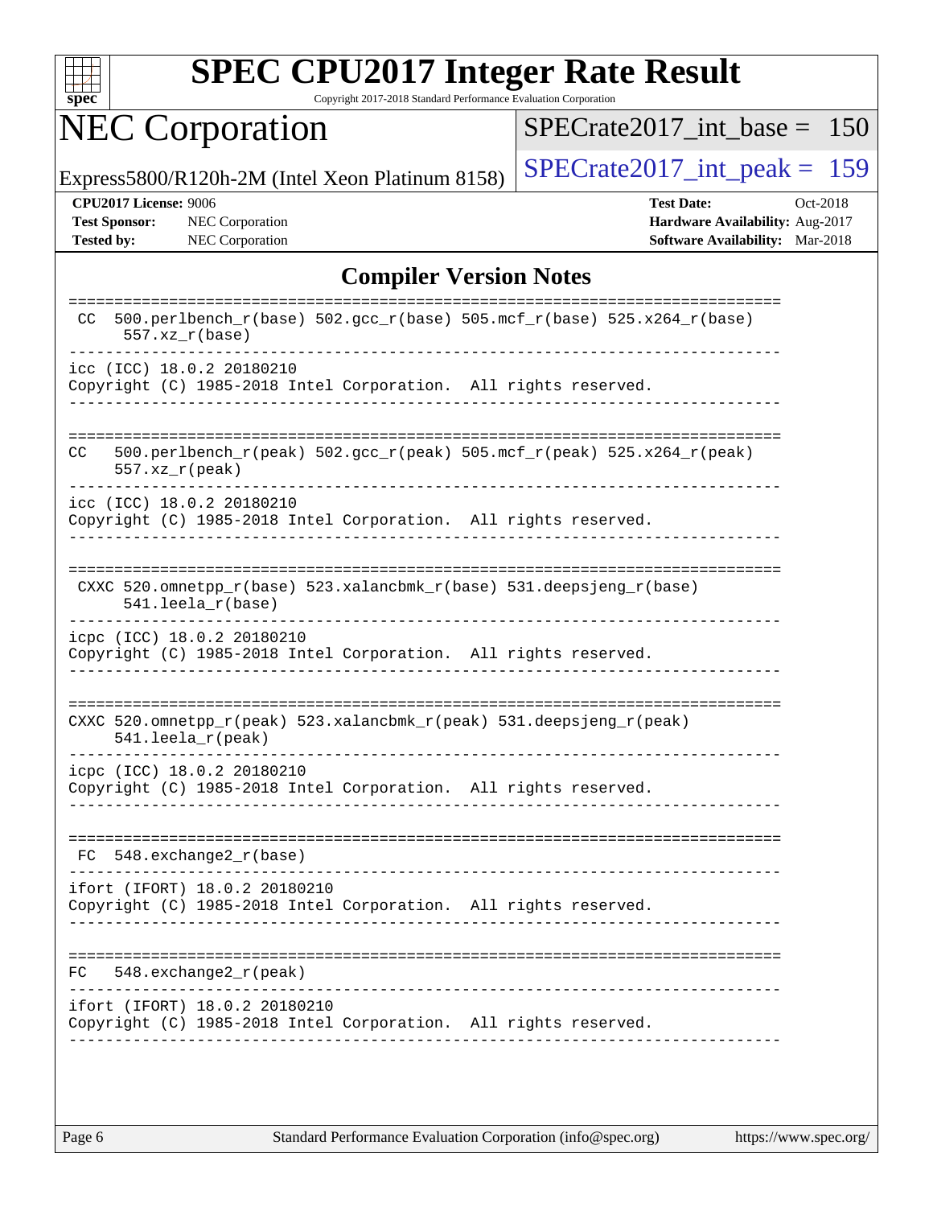# SPEC CPU2017 Integer Rate Result

Copyright 2017-2018 Standard Performance Evaluation Corporation

## NEC Corporation

Express5800/R120h-2M (Intel Xeon Platinum 8158)

SPECrate2017_int_base = 150

SPECrate2017_int_peak = 159

| | | | |
|---|---|---|---|
| **CPU2017 License:** | 9006 | **Test Date:** | Oct-2018 |
| **Test Sponsor:** | NEC Corporation | **Hardware Availability:** | Aug-2017 |
| **Tested by:** | NEC Corporation | **Software Availability:** | Mar-2018 |

## Compiler Version Notes

```
==============================================================================
 CC  500.perlbench_r(base) 502.gcc_r(base) 505.mcf_r(base) 525.x264_r(base)
      557.xz_r(base)
------------------------------------------------------------------------------
icc (ICC) 18.0.2 20180210
Copyright (C) 1985-2018 Intel Corporation.  All rights reserved.
------------------------------------------------------------------------------

==============================================================================
CC   500.perlbench_r(peak) 502.gcc_r(peak) 505.mcf_r(peak) 525.x264_r(peak)
      557.xz_r(peak)
------------------------------------------------------------------------------
icc (ICC) 18.0.2 20180210
Copyright (C) 1985-2018 Intel Corporation.  All rights reserved.
------------------------------------------------------------------------------

==============================================================================
 CXXC 520.omnetpp_r(base) 523.xalancbmk_r(base) 531.deepsjeng_r(base)
      541.leela_r(base)
------------------------------------------------------------------------------
icpc (ICC) 18.0.2 20180210
Copyright (C) 1985-2018 Intel Corporation.  All rights reserved.
------------------------------------------------------------------------------

==============================================================================
CXXC 520.omnetpp_r(peak) 523.xalancbmk_r(peak) 531.deepsjeng_r(peak)
      541.leela_r(peak)
------------------------------------------------------------------------------
icpc (ICC) 18.0.2 20180210
Copyright (C) 1985-2018 Intel Corporation.  All rights reserved.
------------------------------------------------------------------------------

==============================================================================
 FC  548.exchange2_r(base)
------------------------------------------------------------------------------
ifort (IFORT) 18.0.2 20180210
Copyright (C) 1985-2018 Intel Corporation.  All rights reserved.
------------------------------------------------------------------------------

==============================================================================
FC   548.exchange2_r(peak)
------------------------------------------------------------------------------
ifort (IFORT) 18.0.2 20180210
Copyright (C) 1985-2018 Intel Corporation.  All rights reserved.
------------------------------------------------------------------------------
```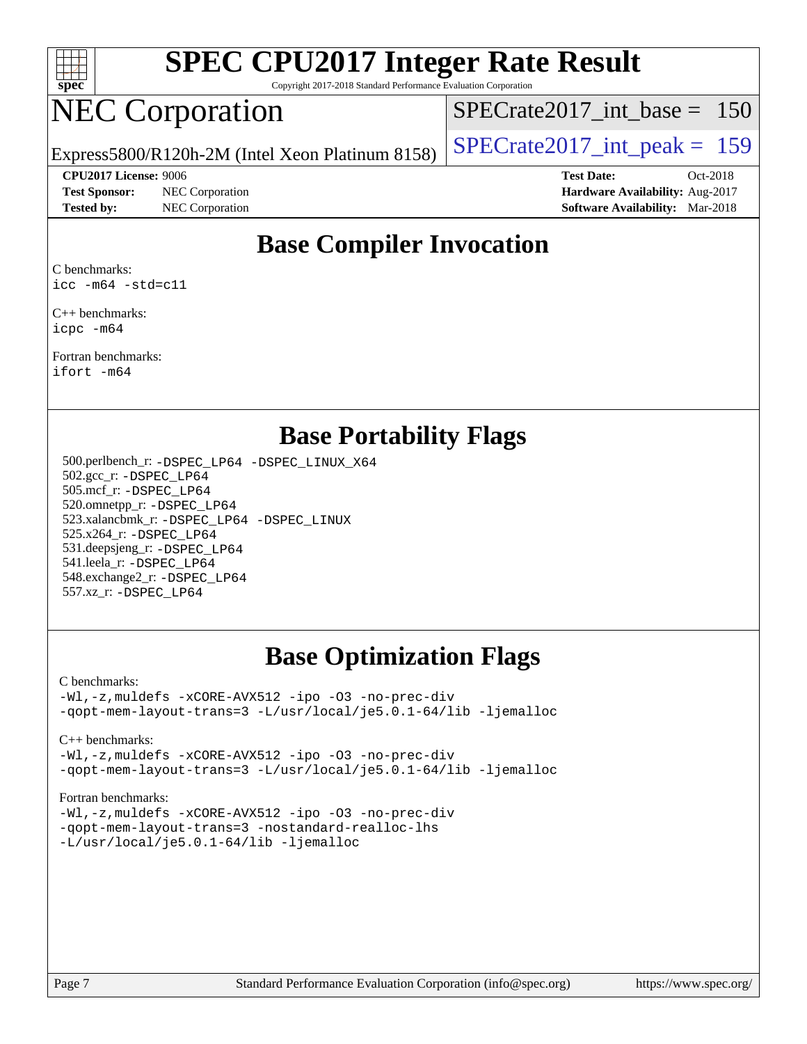# Base Compiler Invocation

C benchmarks:
```
icc -m64 -std=c11
```

C++ benchmarks:
```
icpc -m64
```

Fortran benchmarks:
```
ifort -m64
```

# Base Portability Flags

500.perlbench_r: `-DSPEC_LP64 -DSPEC_LINUX_X64`
502.gcc_r: `-DSPEC_LP64`
505.mcf_r: `-DSPEC_LP64`
520.omnetpp_r: `-DSPEC_LP64`
523.xalancbmk_r: `-DSPEC_LP64 -DSPEC_LINUX`
525.x264_r: `-DSPEC_LP64`
531.deepsjeng_r: `-DSPEC_LP64`
541.leela_r: `-DSPEC_LP64`
548.exchange2_r: `-DSPEC_LP64`
557.xz_r: `-DSPEC_LP64`

# Base Optimization Flags

C benchmarks:
```
-Wl,-z,muldefs -xCORE-AVX512 -ipo -O3 -no-prec-div
-qopt-mem-layout-trans=3 -L/usr/local/je5.0.1-64/lib -ljemalloc
```

C++ benchmarks:
```
-Wl,-z,muldefs -xCORE-AVX512 -ipo -O3 -no-prec-div
-qopt-mem-layout-trans=3 -L/usr/local/je5.0.1-64/lib -ljemalloc
```

Fortran benchmarks:
```
-Wl,-z,muldefs -xCORE-AVX512 -ipo -O3 -no-prec-div
-qopt-mem-layout-trans=3 -nostandard-realloc-lhs
-L/usr/local/je5.0.1-64/lib -ljemalloc
```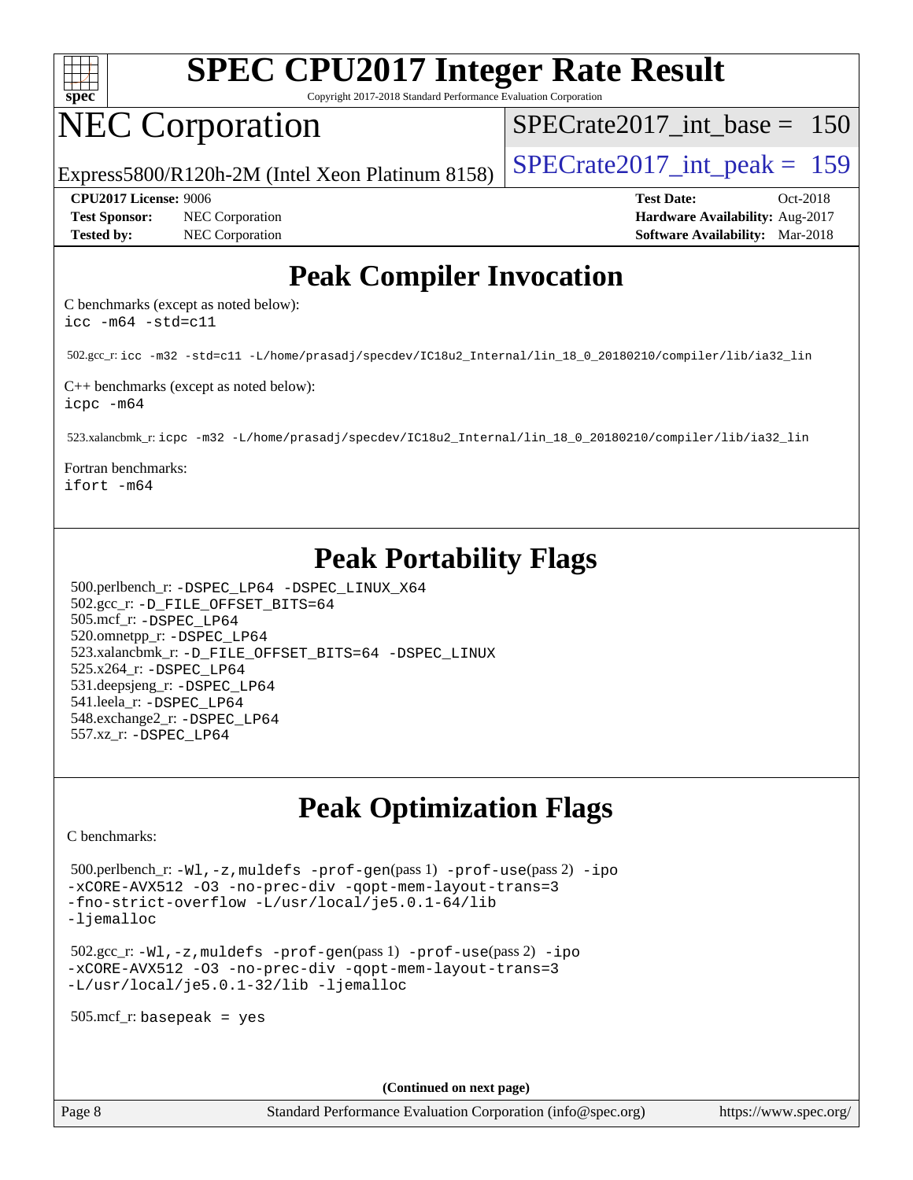# SPEC CPU2017 Integer Rate Result

Copyright 2017-2018 Standard Performance Evaluation Corporation

# NEC Corporation

Express5800/R120h-2M (Intel Xeon Platinum 8158)

SPECrate2017_int_base = 150

SPECrate2017_int_peak = 159

**CPU2017 License:** 9006
**Test Sponsor:** NEC Corporation
**Tested by:** NEC Corporation

**Test Date:** Oct-2018
**Hardware Availability:** Aug-2017
**Software Availability:** Mar-2018

## Peak Compiler Invocation

C benchmarks (except as noted below):
`icc -m64 -std=c11`

502.gcc_r: `icc -m32 -std=c11 -L/home/prasadj/specdev/IC18u2_Internal/lin_18_0_20180210/compiler/lib/ia32_lin`

C++ benchmarks (except as noted below):
`icpc -m64`

523.xalancbmk_r: `icpc -m32 -L/home/prasadj/specdev/IC18u2_Internal/lin_18_0_20180210/compiler/lib/ia32_lin`

Fortran benchmarks:
`ifort -m64`

## Peak Portability Flags

500.perlbench_r: `-DSPEC_LP64 -DSPEC_LINUX_X64`
502.gcc_r: `-D_FILE_OFFSET_BITS=64`
505.mcf_r: `-DSPEC_LP64`
520.omnetpp_r: `-DSPEC_LP64`
523.xalancbmk_r: `-D_FILE_OFFSET_BITS=64 -DSPEC_LINUX`
525.x264_r: `-DSPEC_LP64`
531.deepsjeng_r: `-DSPEC_LP64`
541.leela_r: `-DSPEC_LP64`
548.exchange2_r: `-DSPEC_LP64`
557.xz_r: `-DSPEC_LP64`

## Peak Optimization Flags

C benchmarks:

500.perlbench_r: `-Wl,-z,muldefs -prof-gen`(pass 1) `-prof-use`(pass 2) `-ipo -xCORE-AVX512 -O3 -no-prec-div -qopt-mem-layout-trans=3 -fno-strict-overflow -L/usr/local/je5.0.1-64/lib -ljemalloc`

502.gcc_r: `-Wl,-z,muldefs -prof-gen`(pass 1) `-prof-use`(pass 2) `-ipo -xCORE-AVX512 -O3 -no-prec-div -qopt-mem-layout-trans=3 -L/usr/local/je5.0.1-32/lib -ljemalloc`

505.mcf_r: `basepeak = yes`

**(Continued on next page)**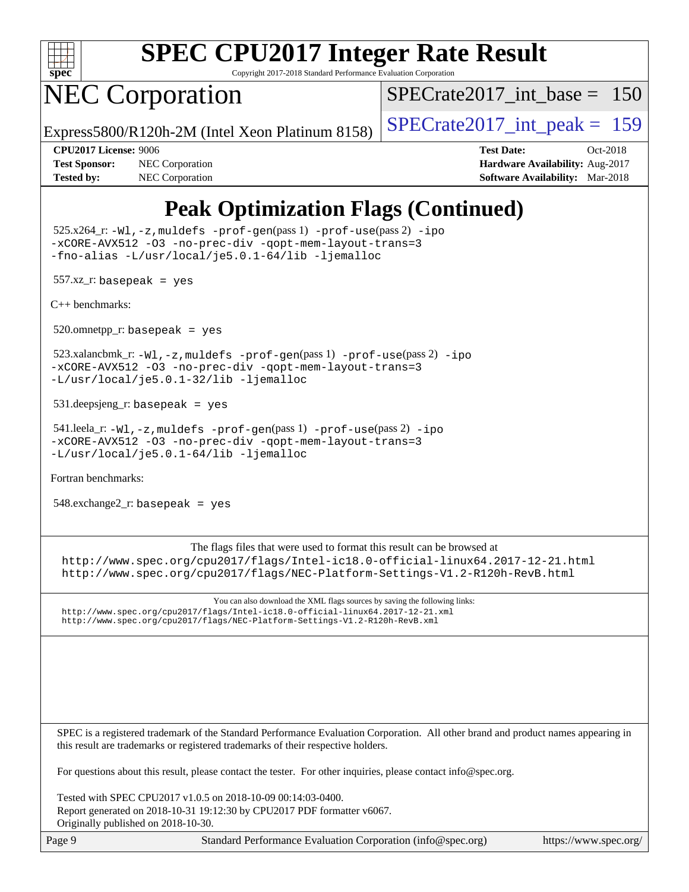# Peak Optimization Flags (Continued)

525.x264_r: `-Wl,-z,muldefs -prof-gen`(pass 1) `-prof-use`(pass 2) `-ipo -xCORE-AVX512 -O3 -no-prec-div -qopt-mem-layout-trans=3 -fno-alias -L/usr/local/je5.0.1-64/lib -ljemalloc`

557.xz_r: `basepeak = yes`

C++ benchmarks:

520.omnetpp_r: `basepeak = yes`

523.xalancbmk_r: `-Wl,-z,muldefs -prof-gen`(pass 1) `-prof-use`(pass 2) `-ipo -xCORE-AVX512 -O3 -no-prec-div -qopt-mem-layout-trans=3 -L/usr/local/je5.0.1-32/lib -ljemalloc`

531.deepsjeng_r: `basepeak = yes`

541.leela_r: `-Wl,-z,muldefs -prof-gen`(pass 1) `-prof-use`(pass 2) `-ipo -xCORE-AVX512 -O3 -no-prec-div -qopt-mem-layout-trans=3 -L/usr/local/je5.0.1-64/lib -ljemalloc`

Fortran benchmarks:

548.exchange2_r: `basepeak = yes`

---

The flags files that were used to format this result can be browsed at
http://www.spec.org/cpu2017/flags/Intel-ic18.0-official-linux64.2017-12-21.html
http://www.spec.org/cpu2017/flags/NEC-Platform-Settings-V1.2-R120h-RevB.html

You can also download the XML flags sources by saving the following links:
http://www.spec.org/cpu2017/flags/Intel-ic18.0-official-linux64.2017-12-21.xml
http://www.spec.org/cpu2017/flags/NEC-Platform-Settings-V1.2-R120h-RevB.xml

---

SPEC is a registered trademark of the Standard Performance Evaluation Corporation. All other brand and product names appearing in this result are trademarks or registered trademarks of their respective holders.

For questions about this result, please contact the tester. For other inquiries, please contact info@spec.org.

Tested with SPEC CPU2017 v1.0.5 on 2018-10-09 00:14:03-0400.
Report generated on 2018-10-31 19:12:30 by CPU2017 PDF formatter v6067.
Originally published on 2018-10-30.